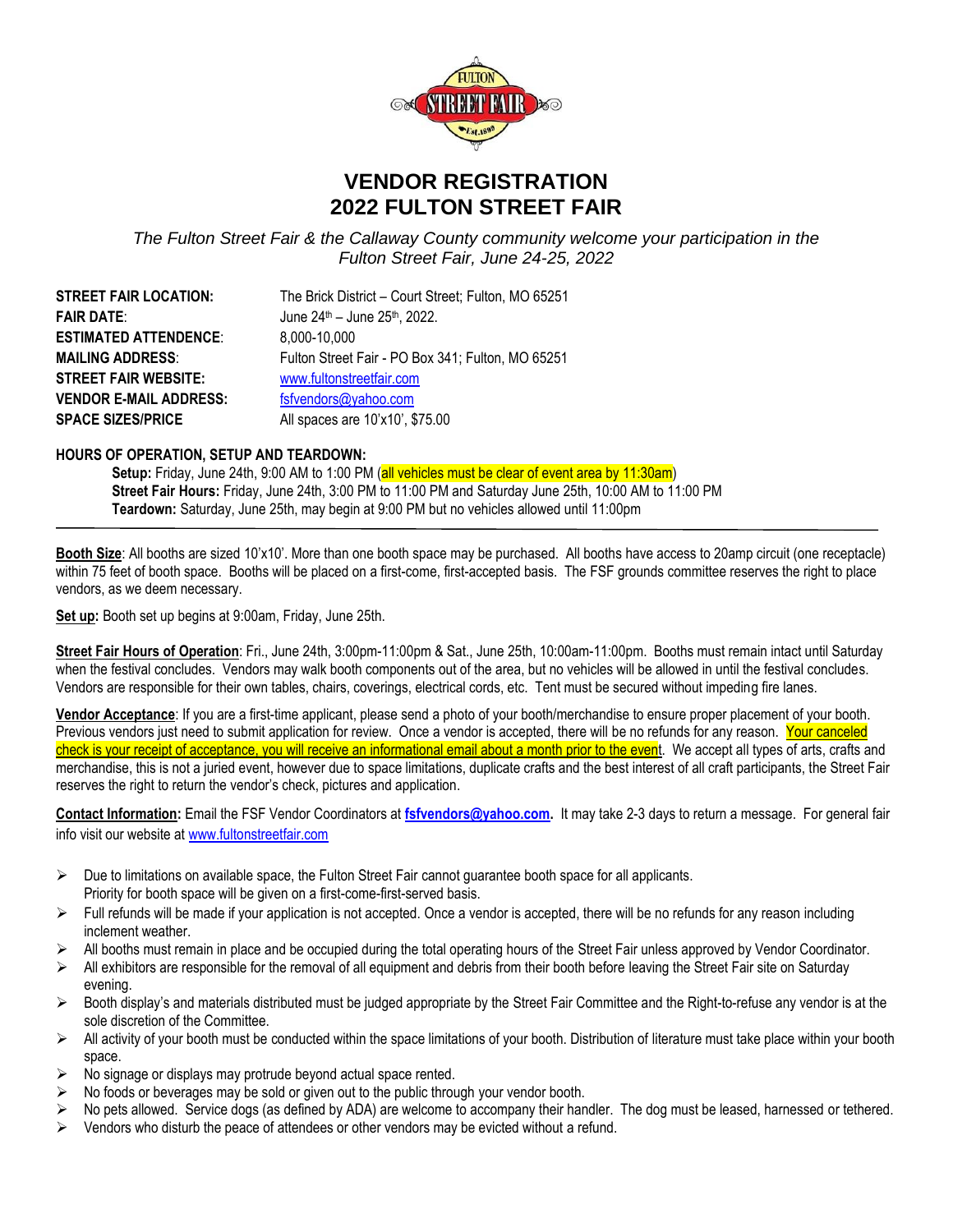# VENDOR REGISTRATION
# 2022 FULTON STREET FAIR

*The Fulton Street Fair & the Callaway County community welcome your participation in the Fulton Street Fair, June 24-25, 2022*

| | |
|---|---|
| **STREET FAIR LOCATION:** | The Brick District – Court Street; Fulton, MO 65251 |
| **FAIR DATE**: | June 24th – June 25th, 2022. |
| **ESTIMATED ATTENDENCE**: | 8,000-10,000 |
| **MAILING ADDRESS**: | Fulton Street Fair - PO Box 341; Fulton, MO 65251 |
| **STREET FAIR WEBSITE:** | www.fultonstreetfair.com |
| **VENDOR E-MAIL ADDRESS:** | fsfvendors@yahoo.com |
| **SPACE SIZES/PRICE** | All spaces are 10'x10', $75.00 |

**HOURS OF OPERATION, SETUP AND TEARDOWN:**

**Setup:** Friday, June 24th, 9:00 AM to 1:00 PM (all vehicles must be clear of event area by 11:30am)
**Street Fair Hours:** Friday, June 24th, 3:00 PM to 11:00 PM and Saturday June 25th, 10:00 AM to 11:00 PM
**Teardown:** Saturday, June 25th, may begin at 9:00 PM but no vehicles allowed until 11:00pm

---

**Booth Size**: All booths are sized 10'x10'. More than one booth space may be purchased. All booths have access to 20amp circuit (one receptacle) within 75 feet of booth space. Booths will be placed on a first-come, first-accepted basis. The FSF grounds committee reserves the right to place vendors, as we deem necessary.

**Set up:** Booth set up begins at 9:00am, Friday, June 25th.

**Street Fair Hours of Operation**: Fri., June 24th, 3:00pm-11:00pm & Sat., June 25th, 10:00am-11:00pm. Booths must remain intact until Saturday when the festival concludes. Vendors may walk booth components out of the area, but no vehicles will be allowed in until the festival concludes. Vendors are responsible for their own tables, chairs, coverings, electrical cords, etc. Tent must be secured without impeding fire lanes.

**Vendor Acceptance**: If you are a first-time applicant, please send a photo of your booth/merchandise to ensure proper placement of your booth. Previous vendors just need to submit application for review. Once a vendor is accepted, there will be no refunds for any reason. Your canceled check is your receipt of acceptance, you will receive an informational email about a month prior to the event. We accept all types of arts, crafts and merchandise, this is not a juried event, however due to space limitations, duplicate crafts and the best interest of all craft participants, the Street Fair reserves the right to return the vendor's check, pictures and application.

**Contact Information:** Email the FSF Vendor Coordinators at **fsfvendors@yahoo.com.** It may take 2-3 days to return a message. For general fair info visit our website at www.fultonstreetfair.com

- Due to limitations on available space, the Fulton Street Fair cannot guarantee booth space for all applicants. Priority for booth space will be given on a first-come-first-served basis.
- Full refunds will be made if your application is not accepted. Once a vendor is accepted, there will be no refunds for any reason including inclement weather.
- All booths must remain in place and be occupied during the total operating hours of the Street Fair unless approved by Vendor Coordinator.
- All exhibitors are responsible for the removal of all equipment and debris from their booth before leaving the Street Fair site on Saturday evening.
- Booth display's and materials distributed must be judged appropriate by the Street Fair Committee and the Right-to-refuse any vendor is at the sole discretion of the Committee.
- All activity of your booth must be conducted within the space limitations of your booth. Distribution of literature must take place within your booth space.
- No signage or displays may protrude beyond actual space rented.
- No foods or beverages may be sold or given out to the public through your vendor booth.
- No pets allowed. Service dogs (as defined by ADA) are welcome to accompany their handler. The dog must be leased, harnessed or tethered.
- Vendors who disturb the peace of attendees or other vendors may be evicted without a refund.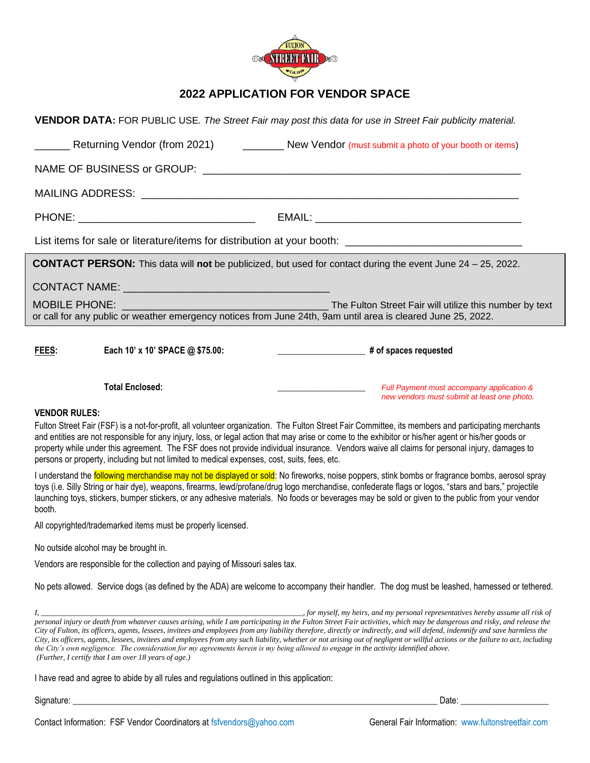## 2022 APPLICATION FOR VENDOR SPACE

**VENDOR DATA:** FOR PUBLIC USE. *The Street Fair may post this data for use in Street Fair publicity material.*

______ Returning Vendor (from 2021)     _______ New Vendor (must submit a photo of your booth or items)

NAME OF BUSINESS or GROUP: ____________________________________________________

MAILING ADDRESS: ____________________________________________________________

PHONE: ____________________________     EMAIL: _________________________________

List items for sale or literature/items for distribution at your booth: ___________________________

**CONTACT PERSON:** This data will **not** be publicized, but used for contact during the event June 24 – 25, 2022.

CONTACT NAME: _________________________________

MOBILE PHONE: _________________________________ The Fulton Street Fair will utilize this number by text or call for any public or weather emergency notices from June 24th, 9am until area is cleared June 25, 2022.

**FEES:**     **Each 10' x 10' SPACE @ $75.00:**     ________________ **# of spaces requested**

**Total Enclosed:**     ________________     *Full Payment must accompany application & new vendors must submit at least one photo.*

**VENDOR RULES:**

Fulton Street Fair (FSF) is a not-for-profit, all volunteer organization. The Fulton Street Fair Committee, its members and participating merchants and entities are not responsible for any injury, loss, or legal action that may arise or come to the exhibitor or his/her agent or his/her goods or property while under this agreement. The FSF does not provide individual insurance. Vendors waive all claims for personal injury, damages to persons or property, including but not limited to medical expenses, cost, suits, fees, etc.

I understand the following merchandise may not be displayed or sold: No fireworks, noise poppers, stink bombs or fragrance bombs, aerosol spray toys (i.e. Silly String or hair dye), weapons, firearms, lewd/profane/drug logo merchandise, confederate flags or logos, "stars and bars," projectile launching toys, stickers, bumper stickers, or any adhesive materials. No foods or beverages may be sold or given to the public from your vendor booth.

All copyrighted/trademarked items must be properly licensed.

No outside alcohol may be brought in.

Vendors are responsible for the collection and paying of Missouri sales tax.

No pets allowed. Service dogs (as defined by the ADA) are welcome to accompany their handler. The dog must be leashed, harnessed or tethered.

*I, ______________________________________________, for myself, my heirs, and my personal representatives hereby assume all risk of personal injury or death from whatever causes arising, while I am participating in the Fulton Street Fair activities, which may be dangerous and risky, and release the City of Fulton, its officers, agents, lessees, invitees and employees from any liability therefore, directly or indirectly, and will defend, indemnify and save harmless the City, its officers, agents, lessees, invitees and employees from any such liability, whether or not arising out of negligent or willful actions or the failure to act, including the City's own negligence. The consideration for my agreements herein is my being allowed to engage in the activity identified above.*
*(Further, I certify that I am over 18 years of age.)*

I have read and agree to abide by all rules and regulations outlined in this application:

Signature: ______________________________________________________________ Date: _________________

Contact Information: FSF Vendor Coordinators at fsfvendors@yahoo.com     General Fair Information: www.fultonstreetfair.com